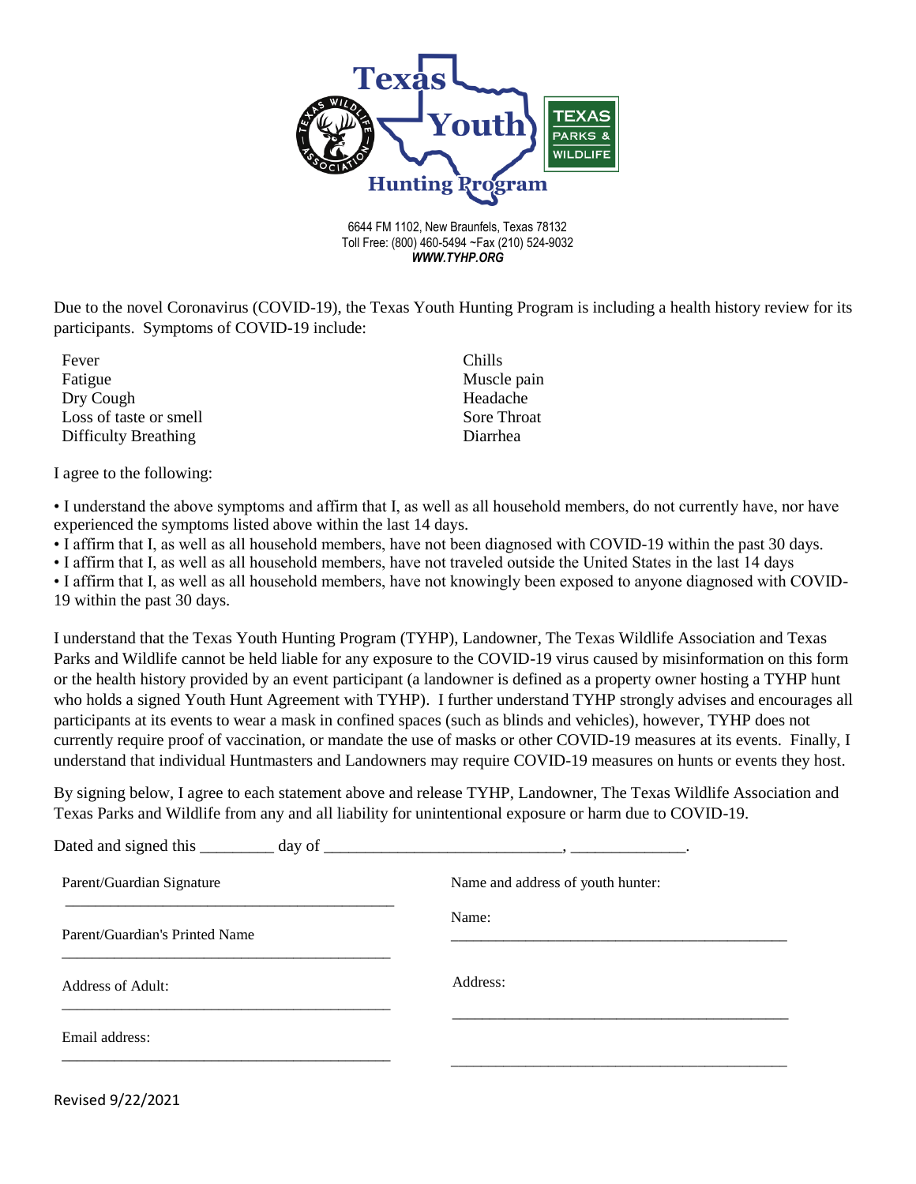Texas Youth Hunting Program

Texas Wildlife Association

Texas Parks & Wildlife

6644 FM 1102, New Braunfels, Texas 78132
Toll Free: (800) 460-5494 ~Fax (210) 524-9032
***WWW.TYHP.ORG***

Due to the novel Coronavirus (COVID-19), the Texas Youth Hunting Program is including a health history review for its participants. Symptoms of COVID-19 include:

- Fever
- Fatigue
- Dry Cough
- Loss of taste or smell
- Difficulty Breathing
- Chills
- Muscle pain
- Headache
- Sore Throat
- Diarrhea

I agree to the following:

- I understand the above symptoms and affirm that I, as well as all household members, do not currently have, nor have experienced the symptoms listed above within the last 14 days.
- I affirm that I, as well as all household members, have not been diagnosed with COVID-19 within the past 30 days.
- I affirm that I, as well as all household members, have not traveled outside the United States in the last 14 days
- I affirm that I, as well as all household members, have not knowingly been exposed to anyone diagnosed with COVID-19 within the past 30 days.

I understand that the Texas Youth Hunting Program (TYHP), Landowner, The Texas Wildlife Association and Texas Parks and Wildlife cannot be held liable for any exposure to the COVID-19 virus caused by misinformation on this form or the health history provided by an event participant (a landowner is defined as a property owner hosting a TYHP hunt who holds a signed Youth Hunt Agreement with TYHP). I further understand TYHP strongly advises and encourages all participants at its events to wear a mask in confined spaces (such as blinds and vehicles), however, TYHP does not currently require proof of vaccination, or mandate the use of masks or other COVID-19 measures at its events. Finally, I understand that individual Huntmasters and Landowners may require COVID-19 measures on hunts or events they host.

By signing below, I agree to each statement above and release TYHP, Landowner, The Texas Wildlife Association and Texas Parks and Wildlife from any and all liability for unintentional exposure or harm due to COVID-19.

Dated and signed this _________ day of _____________________________, ______________.

Parent/Guardian Signature

___________________________________________

Parent/Guardian's Printed Name

___________________________________________

Address of Adult:

___________________________________________

Email address:

___________________________________________

Name and address of youth hunter:

Name:

___________________________________________

Address:

___________________________________________

___________________________________________

Revised 9/22/2021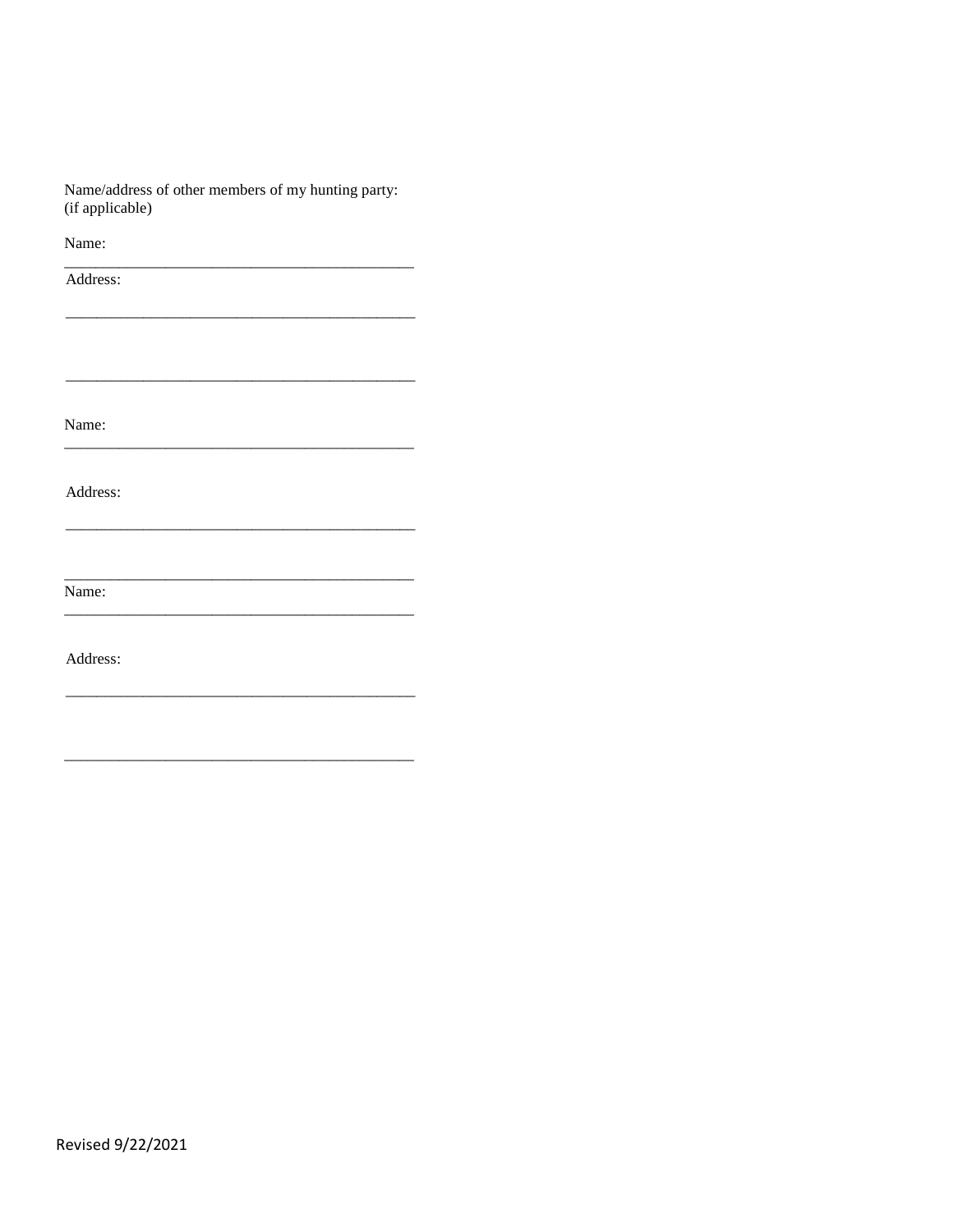Name/address of other members of my hunting party:
(if applicable)

Name:

_____________________________________________

Address:

_____________________________________________

_____________________________________________

Name:

_____________________________________________

Address:

_____________________________________________

_____________________________________________

Name:

_____________________________________________

Address:

_____________________________________________

_____________________________________________

Revised 9/22/2021